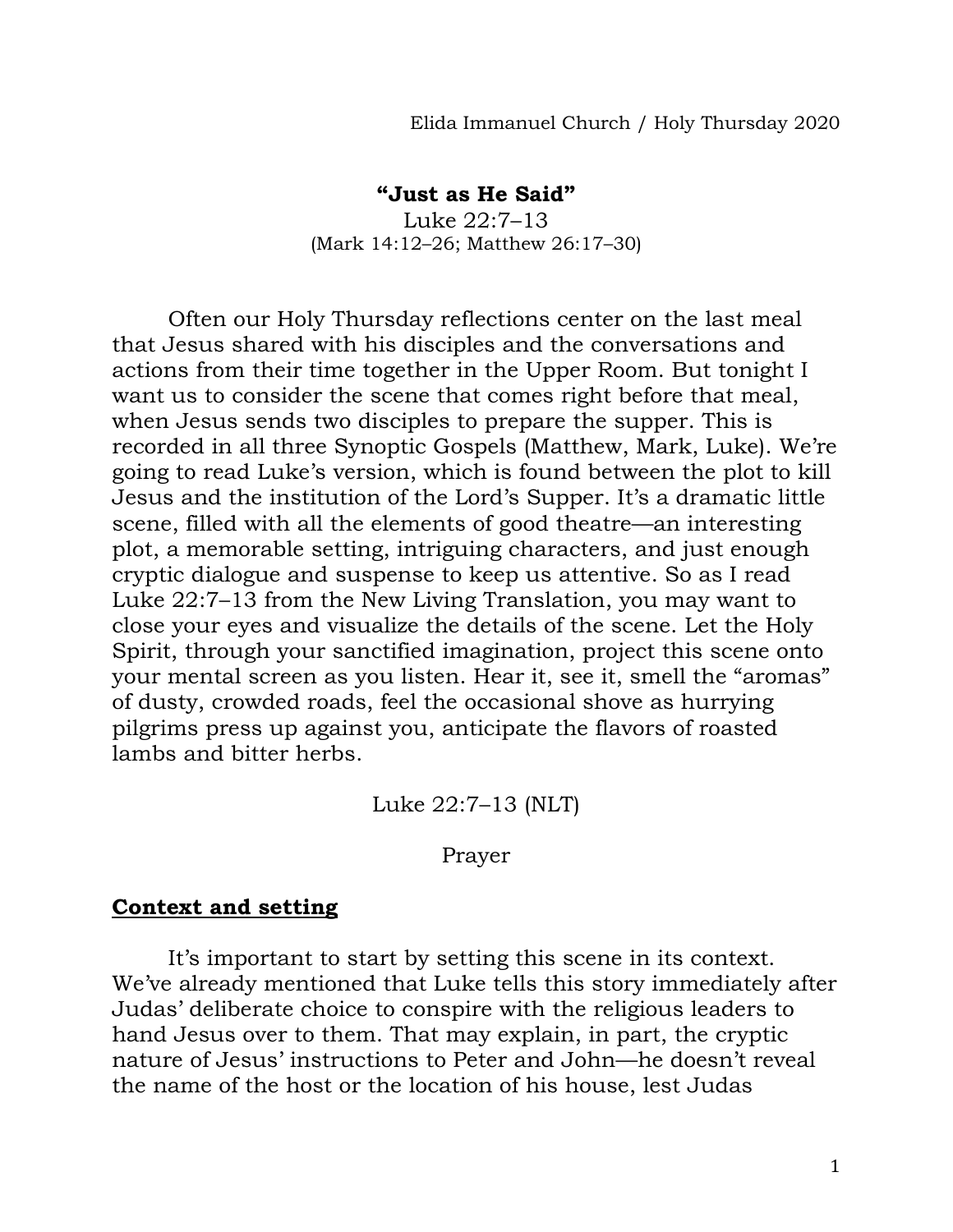Elida Immanuel Church / Holy Thursday 2020

# "Just as He Said"

Luke 22:7–13
(Mark 14:12–26; Matthew 26:17–30)

Often our Holy Thursday reflections center on the last meal that Jesus shared with his disciples and the conversations and actions from their time together in the Upper Room. But tonight I want us to consider the scene that comes right before that meal, when Jesus sends two disciples to prepare the supper. This is recorded in all three Synoptic Gospels (Matthew, Mark, Luke). We're going to read Luke's version, which is found between the plot to kill Jesus and the institution of the Lord's Supper. It's a dramatic little scene, filled with all the elements of good theatre—an interesting plot, a memorable setting, intriguing characters, and just enough cryptic dialogue and suspense to keep us attentive. So as I read Luke 22:7–13 from the New Living Translation, you may want to close your eyes and visualize the details of the scene. Let the Holy Spirit, through your sanctified imagination, project this scene onto your mental screen as you listen. Hear it, see it, smell the "aromas" of dusty, crowded roads, feel the occasional shove as hurrying pilgrims press up against you, anticipate the flavors of roasted lambs and bitter herbs.

Luke 22:7–13 (NLT)

Prayer

## Context and setting

It's important to start by setting this scene in its context. We've already mentioned that Luke tells this story immediately after Judas' deliberate choice to conspire with the religious leaders to hand Jesus over to them. That may explain, in part, the cryptic nature of Jesus' instructions to Peter and John—he doesn't reveal the name of the host or the location of his house, lest Judas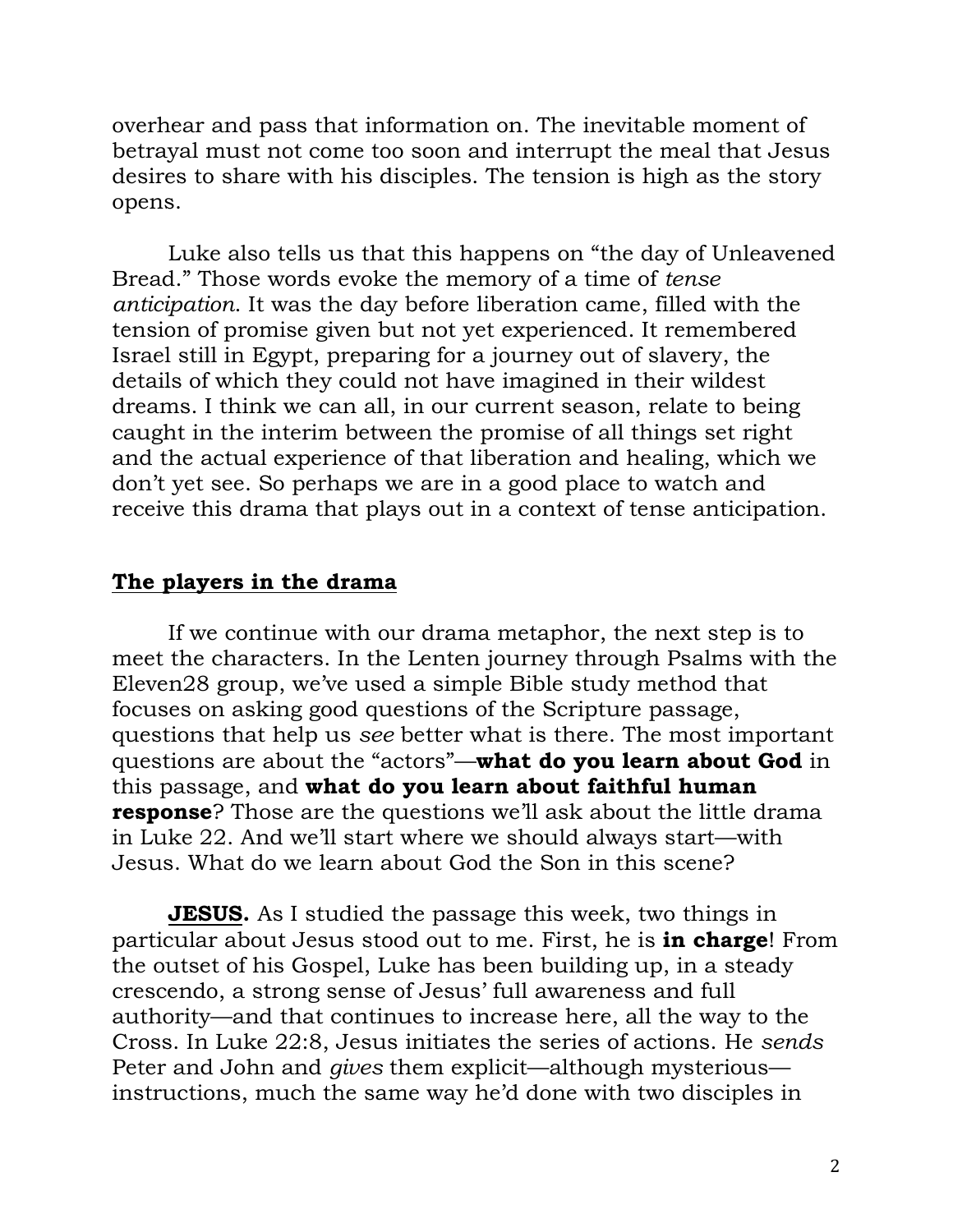overhear and pass that information on. The inevitable moment of betrayal must not come too soon and interrupt the meal that Jesus desires to share with his disciples. The tension is high as the story opens.

Luke also tells us that this happens on "the day of Unleavened Bread." Those words evoke the memory of a time of *tense anticipation*. It was the day before liberation came, filled with the tension of promise given but not yet experienced. It remembered Israel still in Egypt, preparing for a journey out of slavery, the details of which they could not have imagined in their wildest dreams. I think we can all, in our current season, relate to being caught in the interim between the promise of all things set right and the actual experience of that liberation and healing, which we don't yet see. So perhaps we are in a good place to watch and receive this drama that plays out in a context of tense anticipation.

## **The players in the drama**

If we continue with our drama metaphor, the next step is to meet the characters. In the Lenten journey through Psalms with the Eleven28 group, we've used a simple Bible study method that focuses on asking good questions of the Scripture passage, questions that help us *see* better what is there. The most important questions are about the "actors"—**what do you learn about God** in this passage, and **what do you learn about faithful human response**? Those are the questions we'll ask about the little drama in Luke 22. And we'll start where we should always start—with Jesus. What do we learn about God the Son in this scene?

**JESUS.** As I studied the passage this week, two things in particular about Jesus stood out to me. First, he is **in charge**! From the outset of his Gospel, Luke has been building up, in a steady crescendo, a strong sense of Jesus' full awareness and full authority—and that continues to increase here, all the way to the Cross. In Luke 22:8, Jesus initiates the series of actions. He *sends* Peter and John and *gives* them explicit—although mysterious—instructions, much the same way he'd done with two disciples in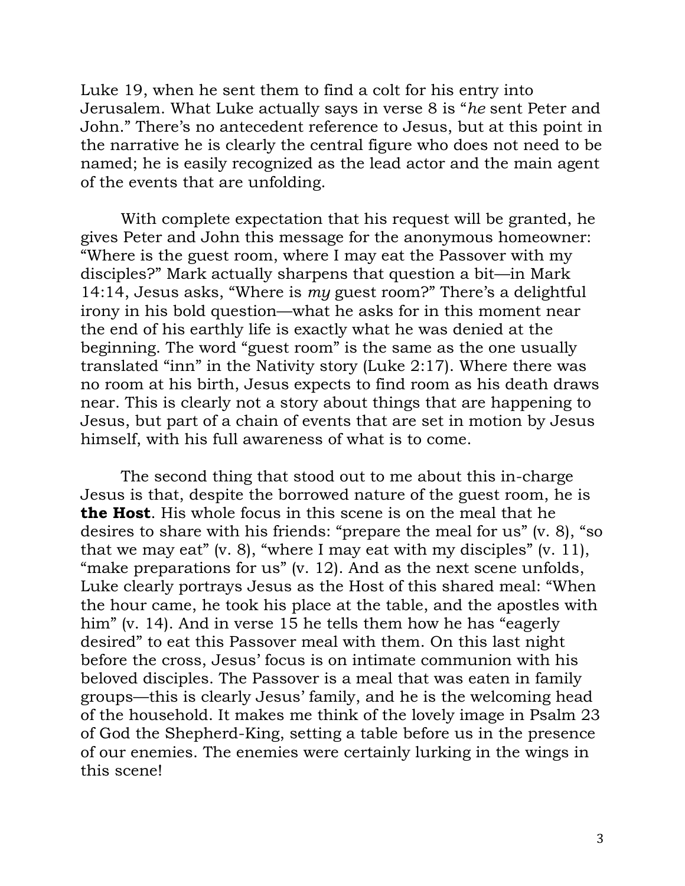Luke 19, when he sent them to find a colt for his entry into Jerusalem. What Luke actually says in verse 8 is "*he* sent Peter and John." There's no antecedent reference to Jesus, but at this point in the narrative he is clearly the central figure who does not need to be named; he is easily recognized as the lead actor and the main agent of the events that are unfolding.

With complete expectation that his request will be granted, he gives Peter and John this message for the anonymous homeowner: "Where is the guest room, where I may eat the Passover with my disciples?" Mark actually sharpens that question a bit—in Mark 14:14, Jesus asks, "Where is *my* guest room?" There's a delightful irony in his bold question—what he asks for in this moment near the end of his earthly life is exactly what he was denied at the beginning. The word "guest room" is the same as the one usually translated "inn" in the Nativity story (Luke 2:17). Where there was no room at his birth, Jesus expects to find room as his death draws near. This is clearly not a story about things that are happening to Jesus, but part of a chain of events that are set in motion by Jesus himself, with his full awareness of what is to come.

The second thing that stood out to me about this in-charge Jesus is that, despite the borrowed nature of the guest room, he is **the Host**. His whole focus in this scene is on the meal that he desires to share with his friends: "prepare the meal for us" (v. 8), "so that we may eat" (v. 8), "where I may eat with my disciples" (v. 11), "make preparations for us" (v. 12). And as the next scene unfolds, Luke clearly portrays Jesus as the Host of this shared meal: "When the hour came, he took his place at the table, and the apostles with him" (v. 14). And in verse 15 he tells them how he has "eagerly desired" to eat this Passover meal with them. On this last night before the cross, Jesus' focus is on intimate communion with his beloved disciples. The Passover is a meal that was eaten in family groups—this is clearly Jesus' family, and he is the welcoming head of the household. It makes me think of the lovely image in Psalm 23 of God the Shepherd-King, setting a table before us in the presence of our enemies. The enemies were certainly lurking in the wings in this scene!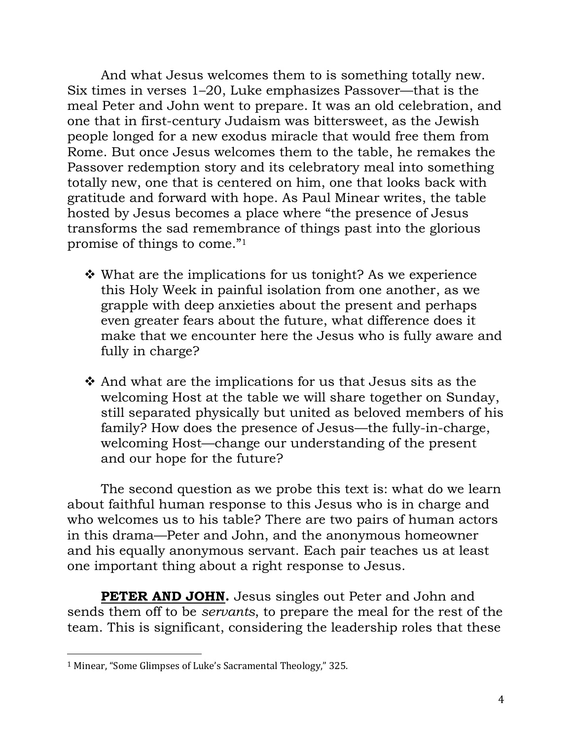And what Jesus welcomes them to is something totally new. Six times in verses 1–20, Luke emphasizes Passover—that is the meal Peter and John went to prepare. It was an old celebration, and one that in first-century Judaism was bittersweet, as the Jewish people longed for a new exodus miracle that would free them from Rome. But once Jesus welcomes them to the table, he remakes the Passover redemption story and its celebratory meal into something totally new, one that is centered on him, one that looks back with gratitude and forward with hope. As Paul Minear writes, the table hosted by Jesus becomes a place where "the presence of Jesus transforms the sad remembrance of things past into the glorious promise of things to come."[1]

- What are the implications for us tonight? As we experience this Holy Week in painful isolation from one another, as we grapple with deep anxieties about the present and perhaps even greater fears about the future, what difference does it make that we encounter here the Jesus who is fully aware and fully in charge?

- And what are the implications for us that Jesus sits as the welcoming Host at the table we will share together on Sunday, still separated physically but united as beloved members of his family? How does the presence of Jesus—the fully-in-charge, welcoming Host—change our understanding of the present and our hope for the future?

The second question as we probe this text is: what do we learn about faithful human response to this Jesus who is in charge and who welcomes us to his table? There are two pairs of human actors in this drama—Peter and John, and the anonymous homeowner and his equally anonymous servant. Each pair teaches us at least one important thing about a right response to Jesus.

**PETER AND JOHN.** Jesus singles out Peter and John and sends them off to be *servants*, to prepare the meal for the rest of the team. This is significant, considering the leadership roles that these

---

[1] Minear, "Some Glimpses of Luke's Sacramental Theology," 325.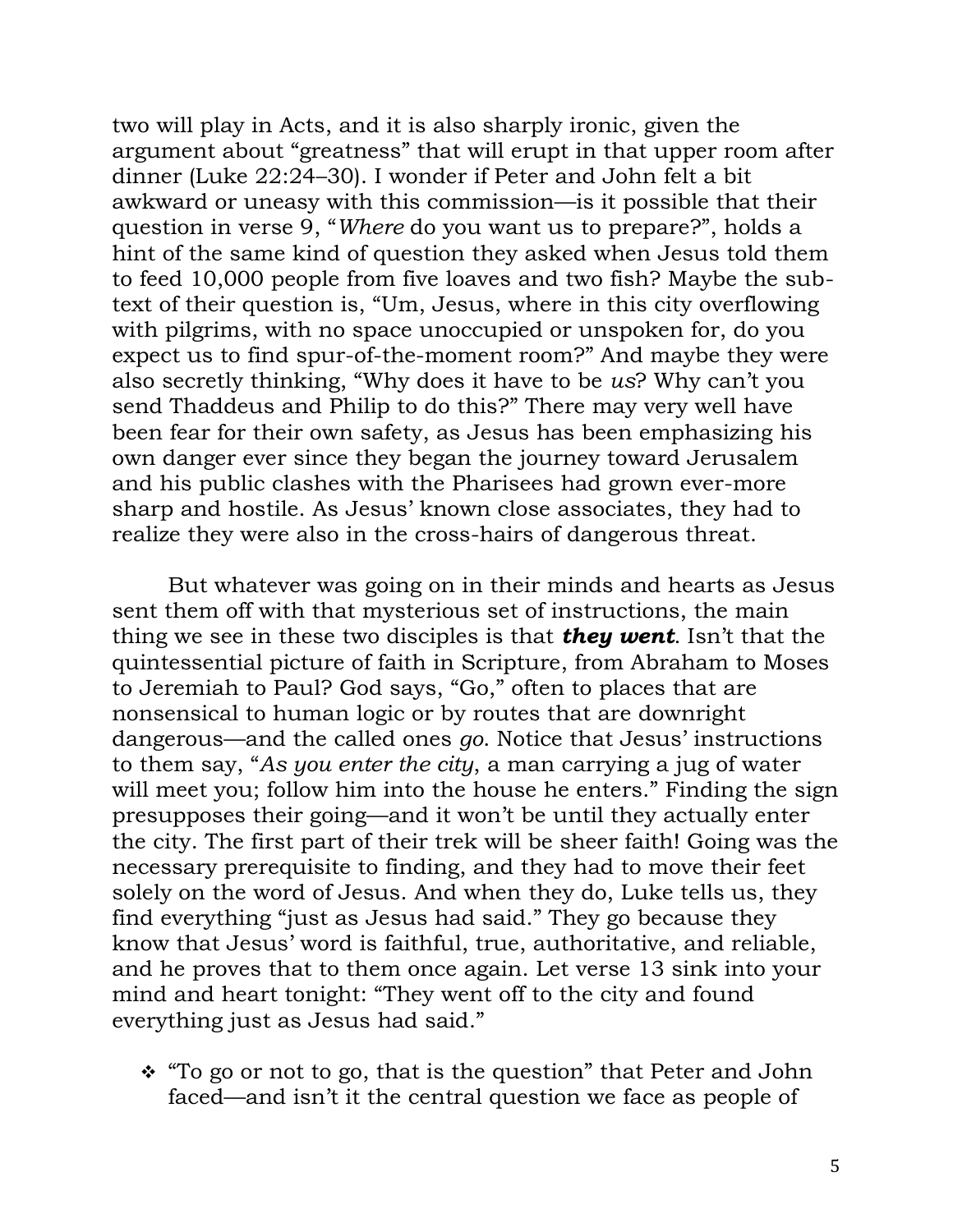two will play in Acts, and it is also sharply ironic, given the argument about "greatness" that will erupt in that upper room after dinner (Luke 22:24–30). I wonder if Peter and John felt a bit awkward or uneasy with this commission—is it possible that their question in verse 9, "*Where* do you want us to prepare?", holds a hint of the same kind of question they asked when Jesus told them to feed 10,000 people from five loaves and two fish? Maybe the sub-text of their question is, "Um, Jesus, where in this city overflowing with pilgrims, with no space unoccupied or unspoken for, do you expect us to find spur-of-the-moment room?" And maybe they were also secretly thinking, "Why does it have to be *us*? Why can't you send Thaddeus and Philip to do this?" There may very well have been fear for their own safety, as Jesus has been emphasizing his own danger ever since they began the journey toward Jerusalem and his public clashes with the Pharisees had grown ever-more sharp and hostile. As Jesus' known close associates, they had to realize they were also in the cross-hairs of dangerous threat.

But whatever was going on in their minds and hearts as Jesus sent them off with that mysterious set of instructions, the main thing we see in these two disciples is that ***they went***. Isn't that the quintessential picture of faith in Scripture, from Abraham to Moses to Jeremiah to Paul? God says, "Go," often to places that are nonsensical to human logic or by routes that are downright dangerous—and the called ones *go*. Notice that Jesus' instructions to them say, "*As you enter the city*, a man carrying a jug of water will meet you; follow him into the house he enters." Finding the sign presupposes their going—and it won't be until they actually enter the city. The first part of their trek will be sheer faith! Going was the necessary prerequisite to finding, and they had to move their feet solely on the word of Jesus. And when they do, Luke tells us, they find everything "just as Jesus had said." They go because they know that Jesus' word is faithful, true, authoritative, and reliable, and he proves that to them once again. Let verse 13 sink into your mind and heart tonight: "They went off to the city and found everything just as Jesus had said."

- "To go or not to go, that is the question" that Peter and John faced—and isn't it the central question we face as people of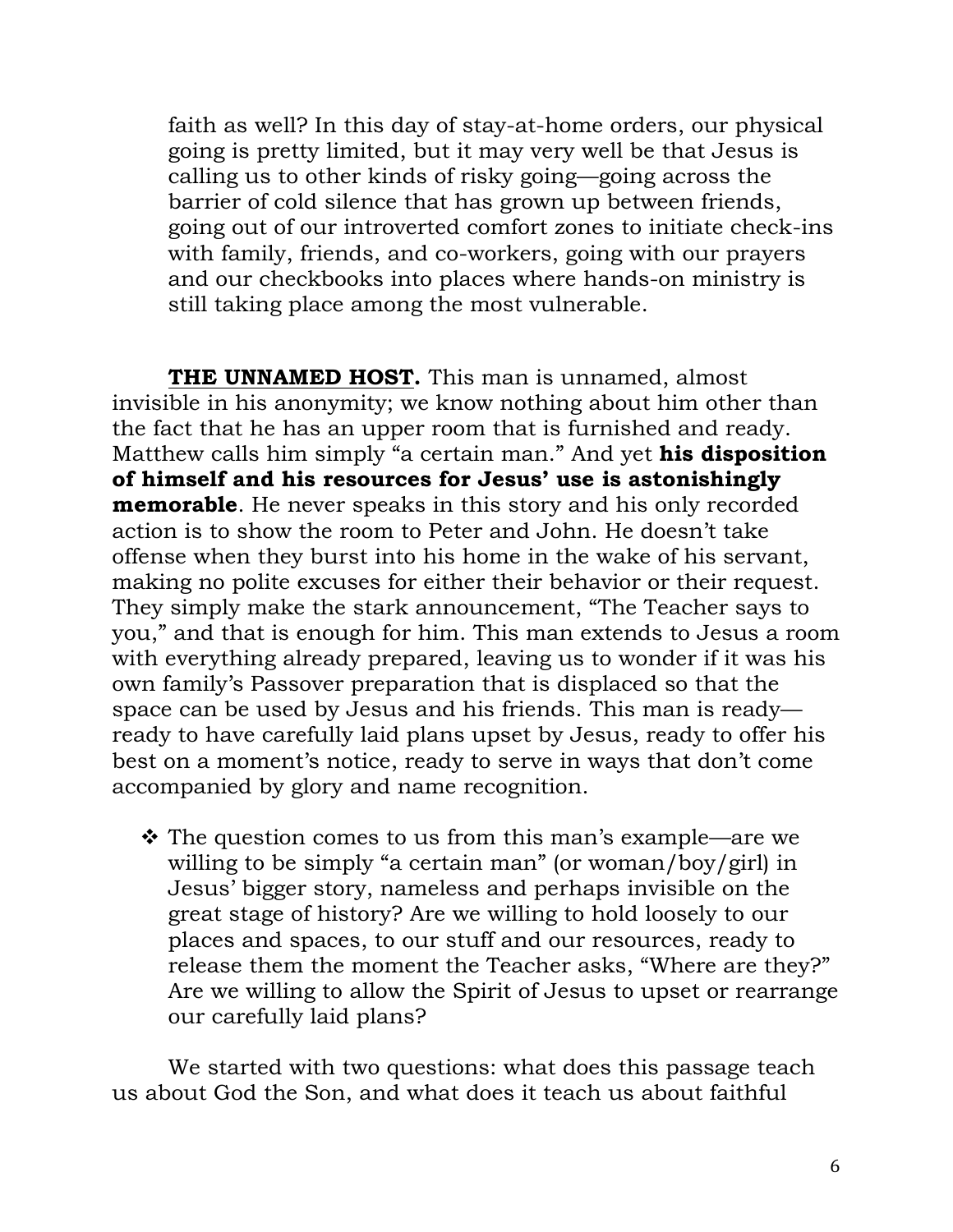faith as well? In this day of stay-at-home orders, our physical going is pretty limited, but it may very well be that Jesus is calling us to other kinds of risky going—going across the barrier of cold silence that has grown up between friends, going out of our introverted comfort zones to initiate check-ins with family, friends, and co-workers, going with our prayers and our checkbooks into places where hands-on ministry is still taking place among the most vulnerable.

**<u>THE UNNAMED HOST</u>.** This man is unnamed, almost invisible in his anonymity; we know nothing about him other than the fact that he has an upper room that is furnished and ready. Matthew calls him simply "a certain man." And yet **his disposition of himself and his resources for Jesus' use is astonishingly memorable**. He never speaks in this story and his only recorded action is to show the room to Peter and John. He doesn't take offense when they burst into his home in the wake of his servant, making no polite excuses for either their behavior or their request. They simply make the stark announcement, "The Teacher says to you," and that is enough for him. This man extends to Jesus a room with everything already prepared, leaving us to wonder if it was his own family's Passover preparation that is displaced so that the space can be used by Jesus and his friends. This man is ready—ready to have carefully laid plans upset by Jesus, ready to offer his best on a moment's notice, ready to serve in ways that don't come accompanied by glory and name recognition.

- ❖ The question comes to us from this man's example—are we willing to be simply "a certain man" (or woman/boy/girl) in Jesus' bigger story, nameless and perhaps invisible on the great stage of history? Are we willing to hold loosely to our places and spaces, to our stuff and our resources, ready to release them the moment the Teacher asks, "Where are they?" Are we willing to allow the Spirit of Jesus to upset or rearrange our carefully laid plans?

We started with two questions: what does this passage teach us about God the Son, and what does it teach us about faithful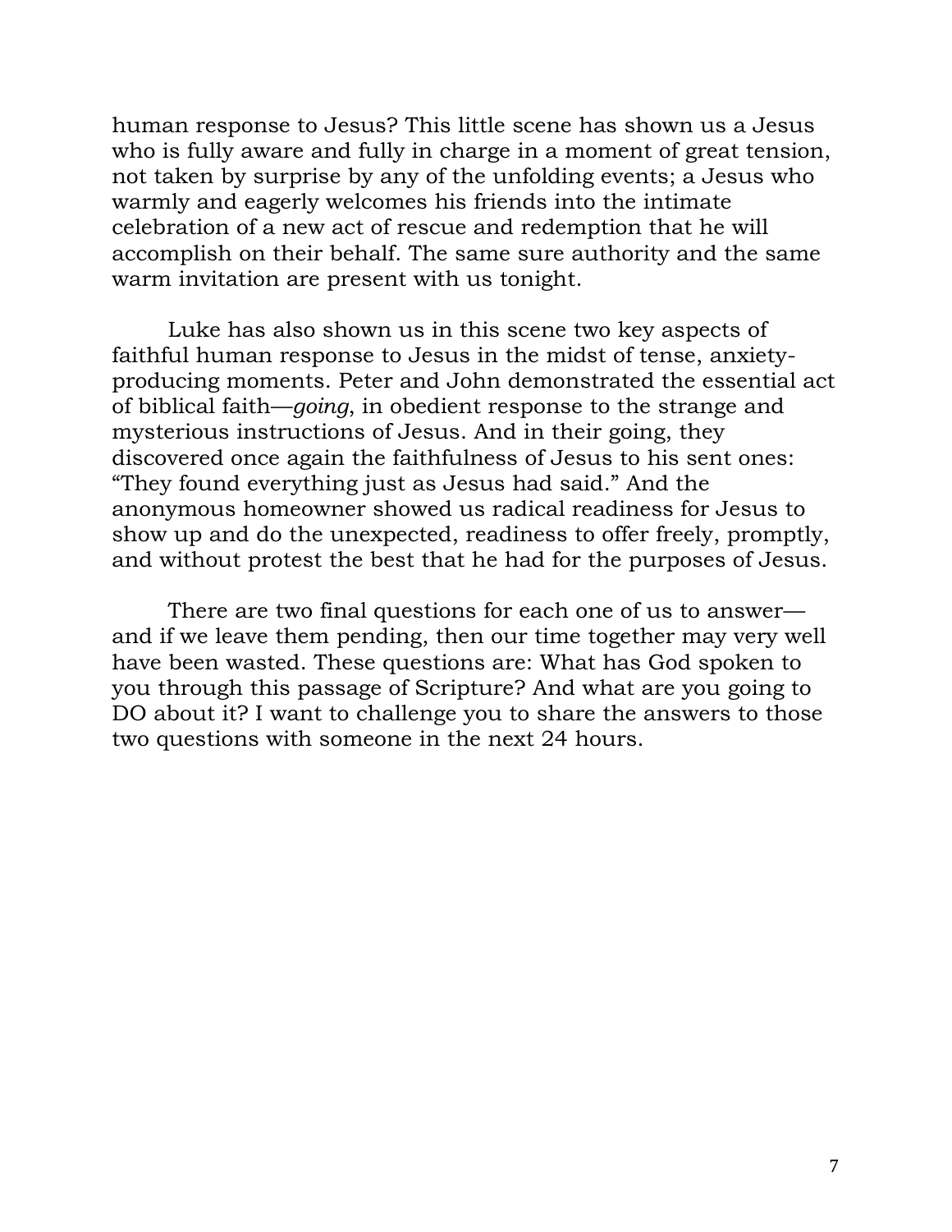human response to Jesus? This little scene has shown us a Jesus who is fully aware and fully in charge in a moment of great tension, not taken by surprise by any of the unfolding events; a Jesus who warmly and eagerly welcomes his friends into the intimate celebration of a new act of rescue and redemption that he will accomplish on their behalf. The same sure authority and the same warm invitation are present with us tonight.

Luke has also shown us in this scene two key aspects of faithful human response to Jesus in the midst of tense, anxiety-producing moments. Peter and John demonstrated the essential act of biblical faith—*going*, in obedient response to the strange and mysterious instructions of Jesus. And in their going, they discovered once again the faithfulness of Jesus to his sent ones: "They found everything just as Jesus had said." And the anonymous homeowner showed us radical readiness for Jesus to show up and do the unexpected, readiness to offer freely, promptly, and without protest the best that he had for the purposes of Jesus.

There are two final questions for each one of us to answer—and if we leave them pending, then our time together may very well have been wasted. These questions are: What has God spoken to you through this passage of Scripture? And what are you going to DO about it? I want to challenge you to share the answers to those two questions with someone in the next 24 hours.